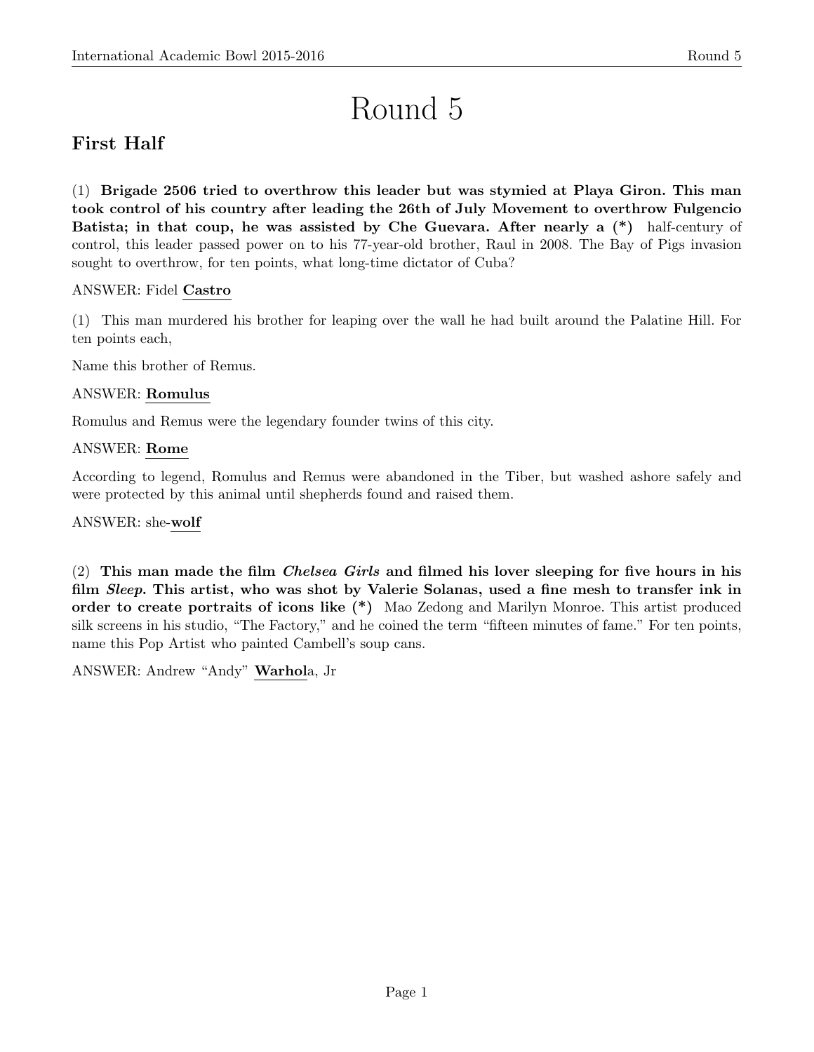# Round 5

## First Half

(1) **Brigade 2506 tried to overthrow this leader but was stymied at Playa Giron. This man took control of his country after leading the 26th of July Movement to overthrow Fulgencio Batista; in that coup, he was assisted by Che Guevara. After nearly a (*)** half-century of control, this leader passed power on to his 77-year-old brother, Raul in 2008. The Bay of Pigs invasion sought to overthrow, for ten points, what long-time dictator of Cuba?

ANSWER: Fidel <u>**Castro**</u>

(1) This man murdered his brother for leaping over the wall he had built around the Palatine Hill. For ten points each,

Name this brother of Remus.

ANSWER: <u>**Romulus**</u>

Romulus and Remus were the legendary founder twins of this city.

ANSWER: <u>**Rome**</u>

According to legend, Romulus and Remus were abandoned in the Tiber, but washed ashore safely and were protected by this animal until shepherds found and raised them.

ANSWER: she-<u>**wolf**</u>

(2) **This man made the film *Chelsea Girls* and filmed his lover sleeping for five hours in his film *Sleep*. This artist, who was shot by Valerie Solanas, used a fine mesh to transfer ink in order to create portraits of icons like (*)** Mao Zedong and Marilyn Monroe. This artist produced silk screens in his studio, "The Factory," and he coined the term "fifteen minutes of fame." For ten points, name this Pop Artist who painted Cambell's soup cans.

ANSWER: Andrew "Andy" <u>**Warhol**</u>a, Jr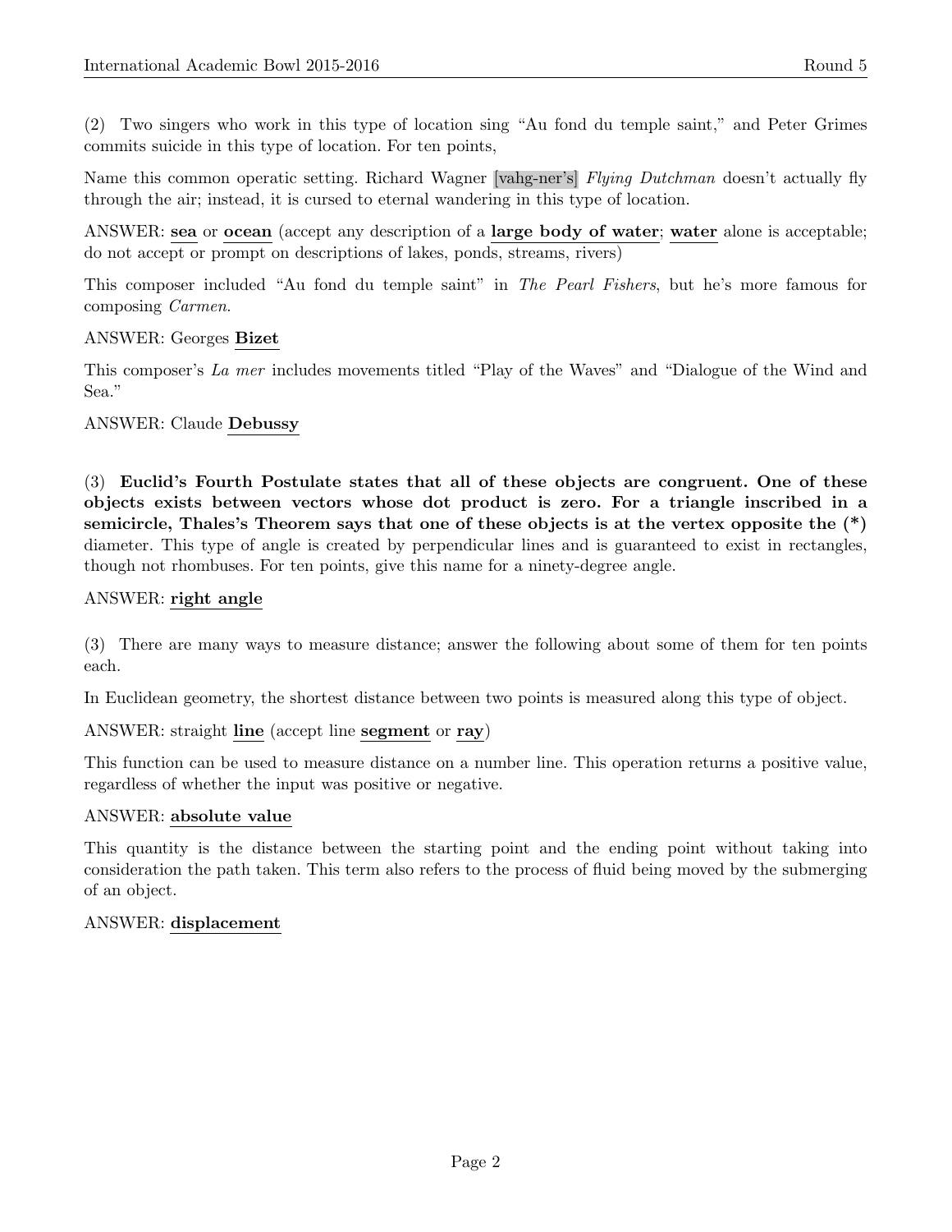(2) Two singers who work in this type of location sing "Au fond du temple saint," and Peter Grimes commits suicide in this type of location. For ten points,

Name this common operatic setting. Richard Wagner [vahg-ner's] *Flying Dutchman* doesn't actually fly through the air; instead, it is cursed to eternal wandering in this type of location.

ANSWER: **sea** or **ocean** (accept any description of a **large body of water**; **water** alone is acceptable; do not accept or prompt on descriptions of lakes, ponds, streams, rivers)

This composer included "Au fond du temple saint" in *The Pearl Fishers*, but he's more famous for composing *Carmen*.

ANSWER: Georges **Bizet**

This composer's *La mer* includes movements titled "Play of the Waves" and "Dialogue of the Wind and Sea."

ANSWER: Claude **Debussy**

(3) **Euclid's Fourth Postulate states that all of these objects are congruent. One of these objects exists between vectors whose dot product is zero. For a triangle inscribed in a semicircle, Thales's Theorem says that one of these objects is at the vertex opposite the (*)** diameter. This type of angle is created by perpendicular lines and is guaranteed to exist in rectangles, though not rhombuses. For ten points, give this name for a ninety-degree angle.

ANSWER: **right angle**

(3) There are many ways to measure distance; answer the following about some of them for ten points each.

In Euclidean geometry, the shortest distance between two points is measured along this type of object.

ANSWER: straight **line** (accept line **segment** or **ray**)

This function can be used to measure distance on a number line. This operation returns a positive value, regardless of whether the input was positive or negative.

ANSWER: **absolute value**

This quantity is the distance between the starting point and the ending point without taking into consideration the path taken. This term also refers to the process of fluid being moved by the submerging of an object.

ANSWER: **displacement**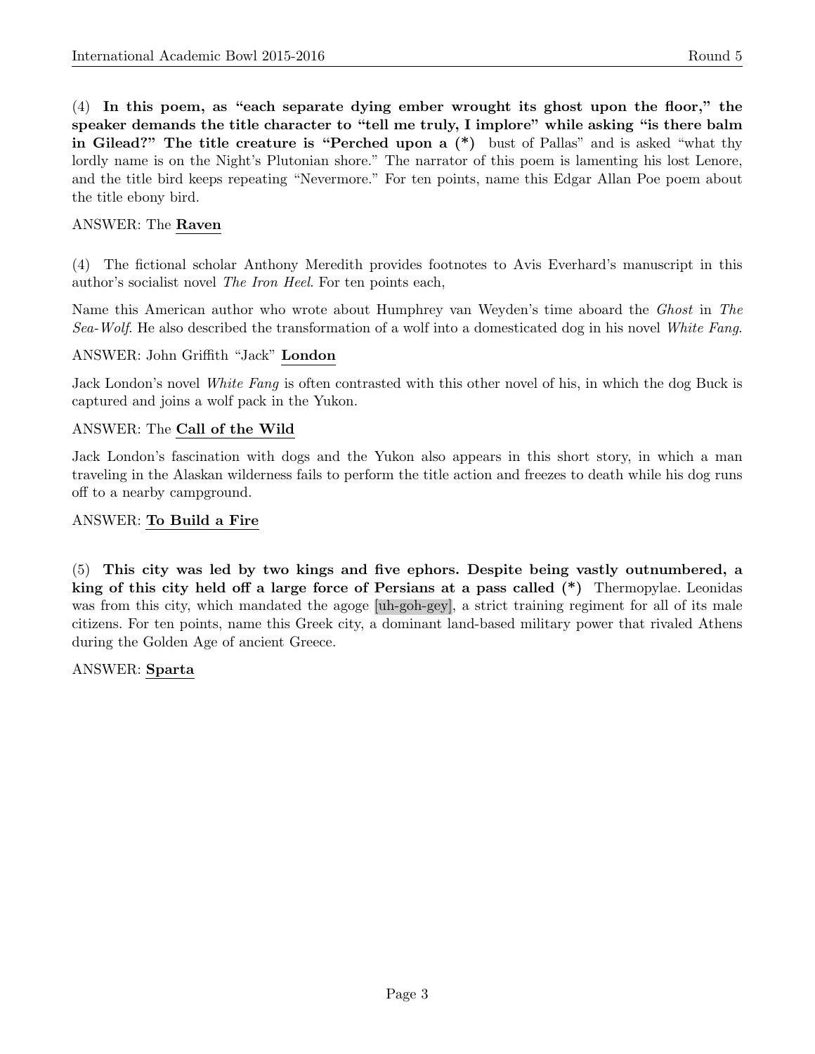(4) **In this poem, as "each separate dying ember wrought its ghost upon the floor," the speaker demands the title character to "tell me truly, I implore" while asking "is there balm in Gilead?" The title creature is "Perched upon a (*)** bust of Pallas" and is asked "what thy lordly name is on the Night's Plutonian shore." The narrator of this poem is lamenting his lost Lenore, and the title bird keeps repeating "Nevermore." For ten points, name this Edgar Allan Poe poem about the title ebony bird.

ANSWER: The **Raven**

(4) The fictional scholar Anthony Meredith provides footnotes to Avis Everhard's manuscript in this author's socialist novel *The Iron Heel*. For ten points each,

Name this American author who wrote about Humphrey van Weyden's time aboard the *Ghost* in *The Sea-Wolf*. He also described the transformation of a wolf into a domesticated dog in his novel *White Fang*.

ANSWER: John Griffith "Jack" **London**

Jack London's novel *White Fang* is often contrasted with this other novel of his, in which the dog Buck is captured and joins a wolf pack in the Yukon.

ANSWER: The **Call of the Wild**

Jack London's fascination with dogs and the Yukon also appears in this short story, in which a man traveling in the Alaskan wilderness fails to perform the title action and freezes to death while his dog runs off to a nearby campground.

ANSWER: **To Build a Fire**

(5) **This city was led by two kings and five ephors. Despite being vastly outnumbered, a king of this city held off a large force of Persians at a pass called (*)** Thermopylae. Leonidas was from this city, which mandated the agoge [uh-goh-gey], a strict training regiment for all of its male citizens. For ten points, name this Greek city, a dominant land-based military power that rivaled Athens during the Golden Age of ancient Greece.

ANSWER: **Sparta**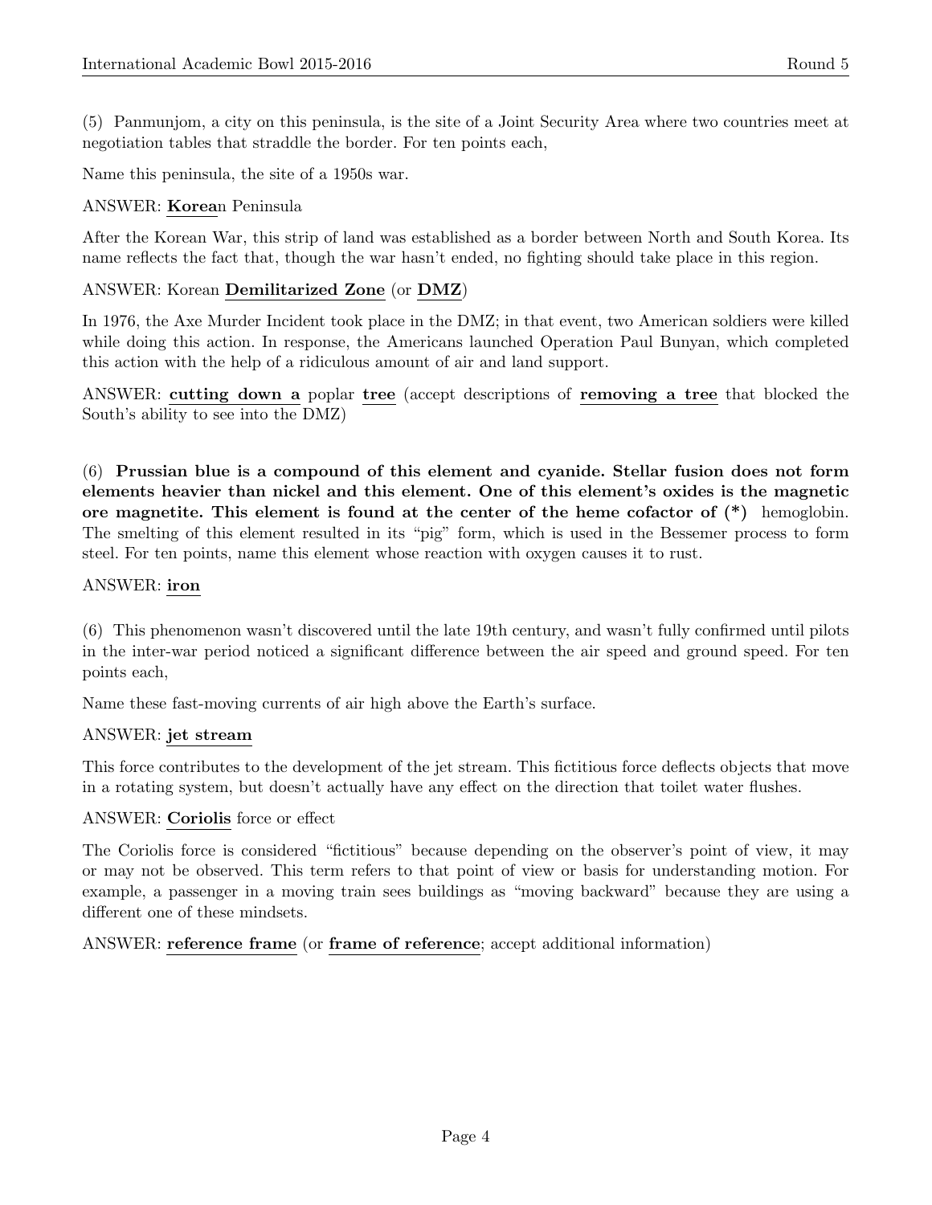(5) Panmunjom, a city on this peninsula, is the site of a Joint Security Area where two countries meet at negotiation tables that straddle the border. For ten points each,

Name this peninsula, the site of a 1950s war.

ANSWER: **Korea**n Peninsula

After the Korean War, this strip of land was established as a border between North and South Korea. Its name reflects the fact that, though the war hasn't ended, no fighting should take place in this region.

ANSWER: Korean **Demilitarized Zone** (or **DMZ**)

In 1976, the Axe Murder Incident took place in the DMZ; in that event, two American soldiers were killed while doing this action. In response, the Americans launched Operation Paul Bunyan, which completed this action with the help of a ridiculous amount of air and land support.

ANSWER: **cutting down a** poplar **tree** (accept descriptions of **removing a tree** that blocked the South's ability to see into the DMZ)

(6) **Prussian blue is a compound of this element and cyanide. Stellar fusion does not form elements heavier than nickel and this element. One of this element's oxides is the magnetic ore magnetite. This element is found at the center of the heme cofactor of (*)** hemoglobin. The smelting of this element resulted in its "pig" form, which is used in the Bessemer process to form steel. For ten points, name this element whose reaction with oxygen causes it to rust.

ANSWER: **iron**

(6) This phenomenon wasn't discovered until the late 19th century, and wasn't fully confirmed until pilots in the inter-war period noticed a significant difference between the air speed and ground speed. For ten points each,

Name these fast-moving currents of air high above the Earth's surface.

ANSWER: **jet stream**

This force contributes to the development of the jet stream. This fictitious force deflects objects that move in a rotating system, but doesn't actually have any effect on the direction that toilet water flushes.

ANSWER: **Coriolis** force or effect

The Coriolis force is considered "fictitious" because depending on the observer's point of view, it may or may not be observed. This term refers to that point of view or basis for understanding motion. For example, a passenger in a moving train sees buildings as "moving backward" because they are using a different one of these mindsets.

ANSWER: **reference frame** (or **frame of reference**; accept additional information)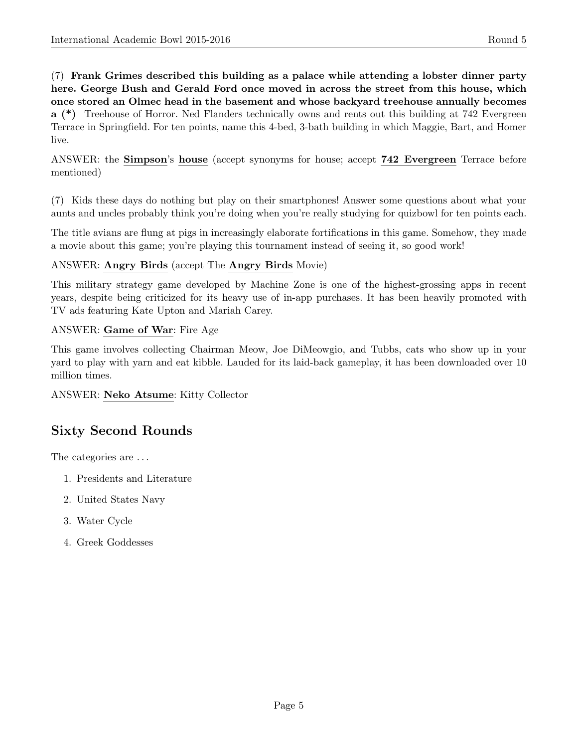(7) **Frank Grimes described this building as a palace while attending a lobster dinner party here. George Bush and Gerald Ford once moved in across the street from this house, which once stored an Olmec head in the basement and whose backyard treehouse annually becomes a (*)** Treehouse of Horror. Ned Flanders technically owns and rents out this building at 742 Evergreen Terrace in Springfield. For ten points, name this 4-bed, 3-bath building in which Maggie, Bart, and Homer live.

ANSWER: the **Simpson**'s **house** (accept synonyms for house; accept **742 Evergreen** Terrace before mentioned)

(7) Kids these days do nothing but play on their smartphones! Answer some questions about what your aunts and uncles probably think you're doing when you're really studying for quizbowl for ten points each.

The title avians are flung at pigs in increasingly elaborate fortifications in this game. Somehow, they made a movie about this game; you're playing this tournament instead of seeing it, so good work!

ANSWER: **Angry Birds** (accept The **Angry Birds** Movie)

This military strategy game developed by Machine Zone is one of the highest-grossing apps in recent years, despite being criticized for its heavy use of in-app purchases. It has been heavily promoted with TV ads featuring Kate Upton and Mariah Carey.

ANSWER: **Game of War**: Fire Age

This game involves collecting Chairman Meow, Joe DiMeowgio, and Tubbs, cats who show up in your yard to play with yarn and eat kibble. Lauded for its laid-back gameplay, it has been downloaded over 10 million times.

ANSWER: **Neko Atsume**: Kitty Collector

## Sixty Second Rounds

The categories are ...

1. Presidents and Literature
2. United States Navy
3. Water Cycle
4. Greek Goddesses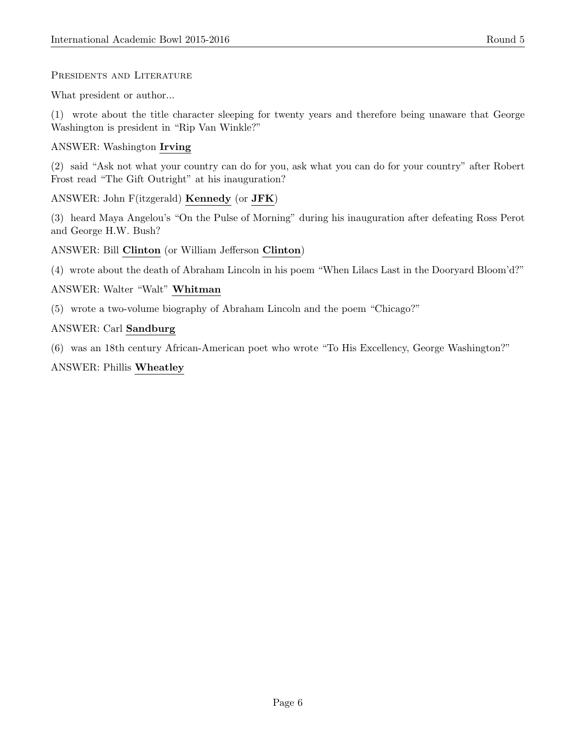## Presidents and Literature

What president or author...

(1) wrote about the title character sleeping for twenty years and therefore being unaware that George Washington is president in "Rip Van Winkle?"

ANSWER: Washington **Irving**

(2) said "Ask not what your country can do for you, ask what you can do for your country" after Robert Frost read "The Gift Outright" at his inauguration?

ANSWER: John F(itzgerald) **Kennedy** (or **JFK**)

(3) heard Maya Angelou's "On the Pulse of Morning" during his inauguration after defeating Ross Perot and George H.W. Bush?

ANSWER: Bill **Clinton** (or William Jefferson **Clinton**)

(4) wrote about the death of Abraham Lincoln in his poem "When Lilacs Last in the Dooryard Bloom'd?"

ANSWER: Walter "Walt" **Whitman**

(5) wrote a two-volume biography of Abraham Lincoln and the poem "Chicago?"

ANSWER: Carl **Sandburg**

(6) was an 18th century African-American poet who wrote "To His Excellency, George Washington?"

ANSWER: Phillis **Wheatley**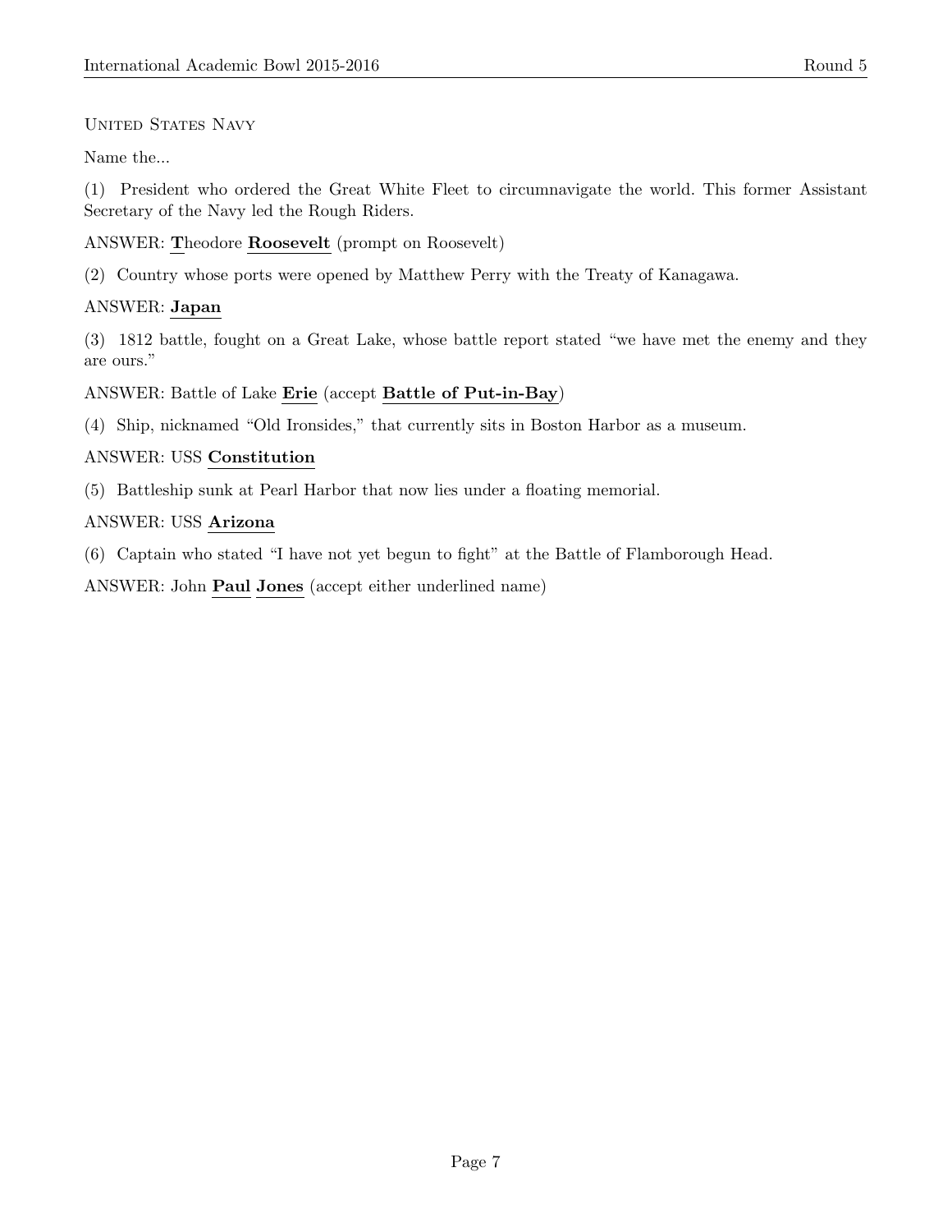United States Navy

Name the...

(1) President who ordered the Great White Fleet to circumnavigate the world. This former Assistant Secretary of the Navy led the Rough Riders.

ANSWER: <u>**T**</u>heodore <u>**Roosevelt**</u> (prompt on Roosevelt)

(2) Country whose ports were opened by Matthew Perry with the Treaty of Kanagawa.

ANSWER: <u>**Japan**</u>

(3) 1812 battle, fought on a Great Lake, whose battle report stated "we have met the enemy and they are ours."

ANSWER: Battle of Lake <u>**Erie**</u> (accept <u>**Battle of Put-in-Bay**</u>)

(4) Ship, nicknamed "Old Ironsides," that currently sits in Boston Harbor as a museum.

ANSWER: USS <u>**Constitution**</u>

(5) Battleship sunk at Pearl Harbor that now lies under a floating memorial.

ANSWER: USS <u>**Arizona**</u>

(6) Captain who stated "I have not yet begun to fight" at the Battle of Flamborough Head.

ANSWER: John <u>**Paul**</u> <u>**Jones**</u> (accept either underlined name)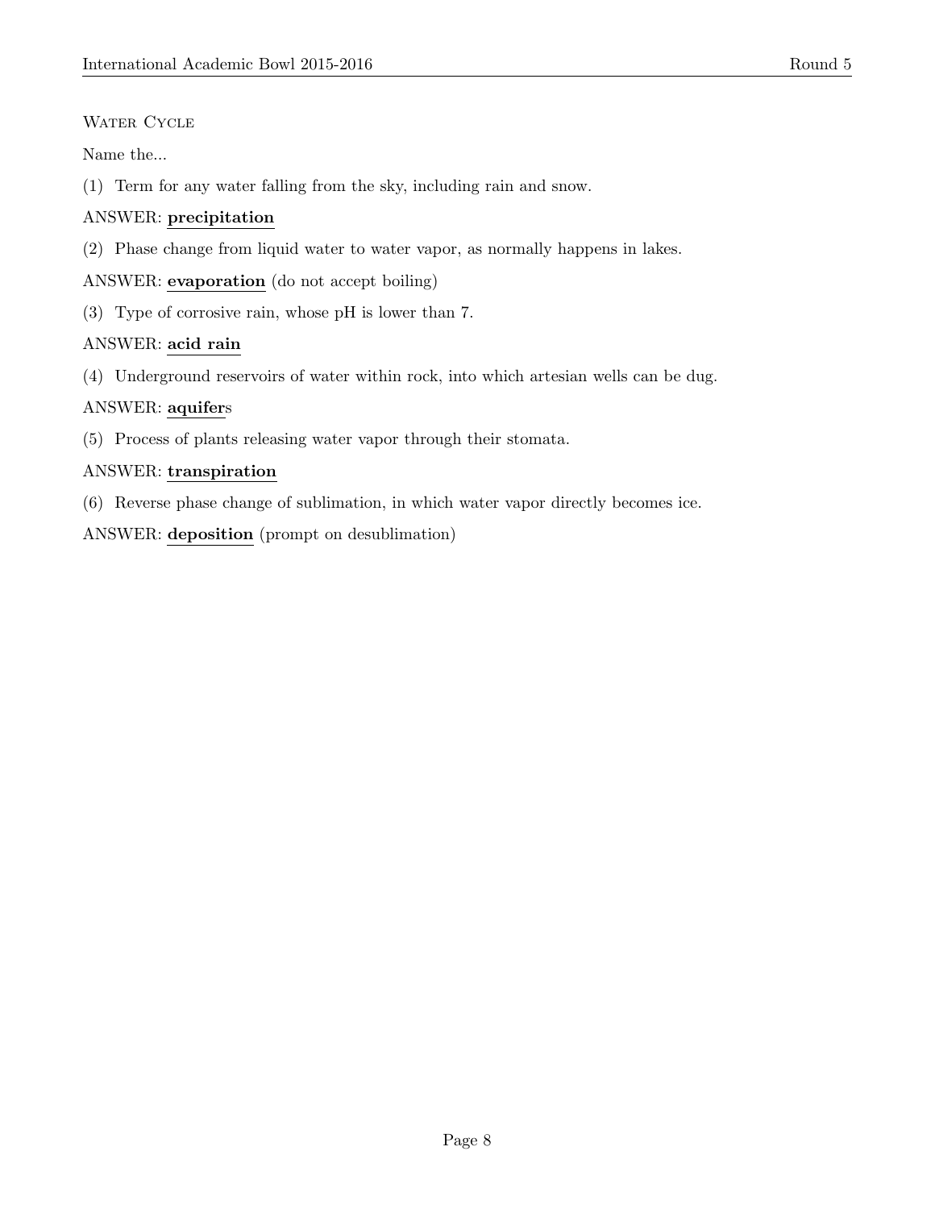### Water Cycle

Name the...

(1) Term for any water falling from the sky, including rain and snow.

ANSWER: **precipitation**

(2) Phase change from liquid water to water vapor, as normally happens in lakes.

ANSWER: **evaporation** (do not accept boiling)

(3) Type of corrosive rain, whose pH is lower than 7.

ANSWER: **acid rain**

(4) Underground reservoirs of water within rock, into which artesian wells can be dug.

ANSWER: **aquifer**s

(5) Process of plants releasing water vapor through their stomata.

ANSWER: **transpiration**

(6) Reverse phase change of sublimation, in which water vapor directly becomes ice.

ANSWER: **deposition** (prompt on desublimation)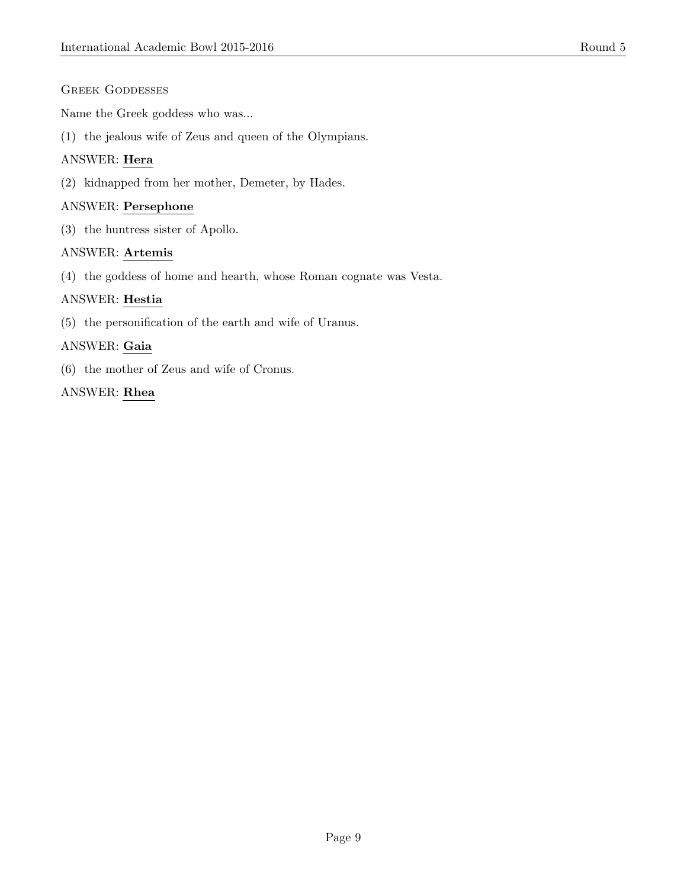## Greek Goddesses

Name the Greek goddess who was...

(1) the jealous wife of Zeus and queen of the Olympians.

ANSWER: **Hera**

(2) kidnapped from her mother, Demeter, by Hades.

ANSWER: **Persephone**

(3) the huntress sister of Apollo.

ANSWER: **Artemis**

(4) the goddess of home and hearth, whose Roman cognate was Vesta.

ANSWER: **Hestia**

(5) the personification of the earth and wife of Uranus.

ANSWER: **Gaia**

(6) the mother of Zeus and wife of Cronus.

ANSWER: **Rhea**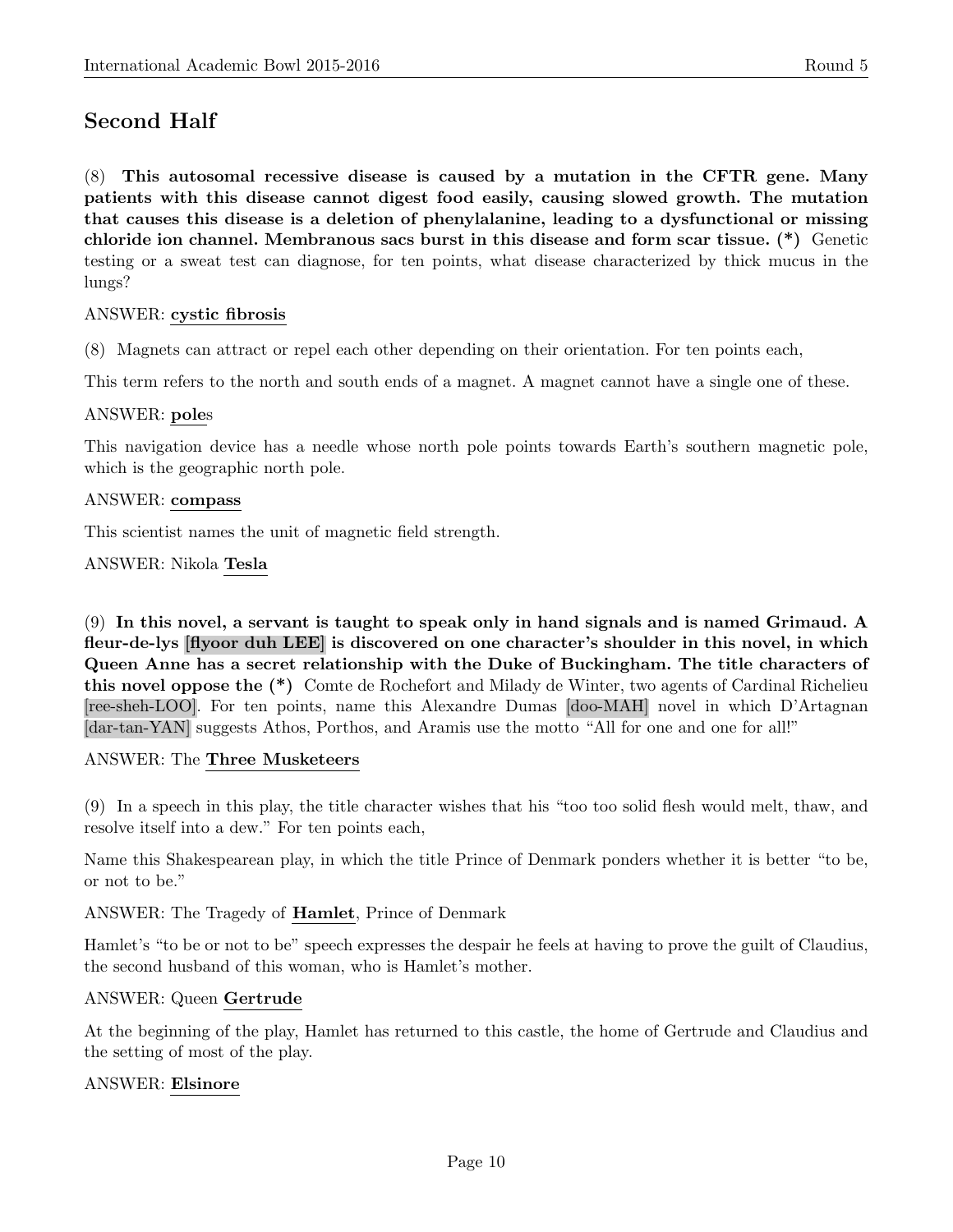## Second Half

(8) **This autosomal recessive disease is caused by a mutation in the CFTR gene. Many patients with this disease cannot digest food easily, causing slowed growth. The mutation that causes this disease is a deletion of phenylalanine, leading to a dysfunctional or missing chloride ion channel. Membranous sacs burst in this disease and form scar tissue. (*)** Genetic testing or a sweat test can diagnose, for ten points, what disease characterized by thick mucus in the lungs?

ANSWER: **cystic fibrosis**

(8) Magnets can attract or repel each other depending on their orientation. For ten points each,

This term refers to the north and south ends of a magnet. A magnet cannot have a single one of these.

ANSWER: **pole**s

This navigation device has a needle whose north pole points towards Earth's southern magnetic pole, which is the geographic north pole.

ANSWER: **compass**

This scientist names the unit of magnetic field strength.

ANSWER: Nikola **Tesla**

(9) **In this novel, a servant is taught to speak only in hand signals and is named Grimaud. A fleur-de-lys [flyoor duh LEE] is discovered on one character's shoulder in this novel, in which Queen Anne has a secret relationship with the Duke of Buckingham. The title characters of this novel oppose the (*)** Comte de Rochefort and Milady de Winter, two agents of Cardinal Richelieu [ree-sheh-LOO]. For ten points, name this Alexandre Dumas [doo-MAH] novel in which D'Artagnan [dar-tan-YAN] suggests Athos, Porthos, and Aramis use the motto "All for one and one for all!"

ANSWER: The **Three Musketeers**

(9) In a speech in this play, the title character wishes that his "too too solid flesh would melt, thaw, and resolve itself into a dew." For ten points each,

Name this Shakespearean play, in which the title Prince of Denmark ponders whether it is better "to be, or not to be."

ANSWER: The Tragedy of **Hamlet**, Prince of Denmark

Hamlet's "to be or not to be" speech expresses the despair he feels at having to prove the guilt of Claudius, the second husband of this woman, who is Hamlet's mother.

ANSWER: Queen **Gertrude**

At the beginning of the play, Hamlet has returned to this castle, the home of Gertrude and Claudius and the setting of most of the play.

ANSWER: **Elsinore**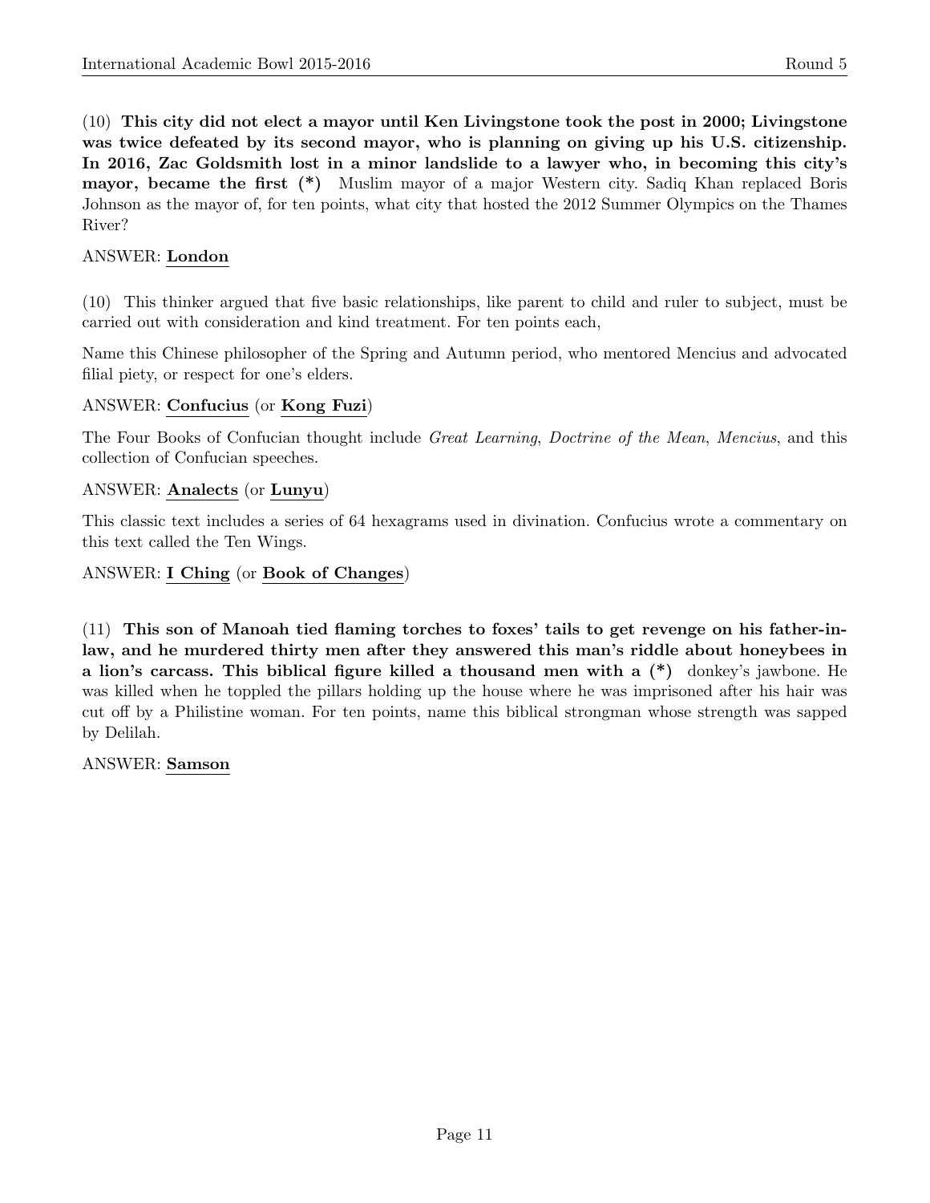(10) **This city did not elect a mayor until Ken Livingstone took the post in 2000; Livingstone was twice defeated by its second mayor, who is planning on giving up his U.S. citizenship. In 2016, Zac Goldsmith lost in a minor landslide to a lawyer who, in becoming this city's mayor, became the first (*)** Muslim mayor of a major Western city. Sadiq Khan replaced Boris Johnson as the mayor of, for ten points, what city that hosted the 2012 Summer Olympics on the Thames River?

ANSWER: **London**

(10) This thinker argued that five basic relationships, like parent to child and ruler to subject, must be carried out with consideration and kind treatment. For ten points each,

Name this Chinese philosopher of the Spring and Autumn period, who mentored Mencius and advocated filial piety, or respect for one's elders.

ANSWER: **Confucius** (or **Kong Fuzi**)

The Four Books of Confucian thought include *Great Learning*, *Doctrine of the Mean*, *Mencius*, and this collection of Confucian speeches.

ANSWER: **Analects** (or **Lunyu**)

This classic text includes a series of 64 hexagrams used in divination. Confucius wrote a commentary on this text called the Ten Wings.

ANSWER: **I Ching** (or **Book of Changes**)

(11) **This son of Manoah tied flaming torches to foxes' tails to get revenge on his father-in-law, and he murdered thirty men after they answered this man's riddle about honeybees in a lion's carcass. This biblical figure killed a thousand men with a (*)** donkey's jawbone. He was killed when he toppled the pillars holding up the house where he was imprisoned after his hair was cut off by a Philistine woman. For ten points, name this biblical strongman whose strength was sapped by Delilah.

ANSWER: **Samson**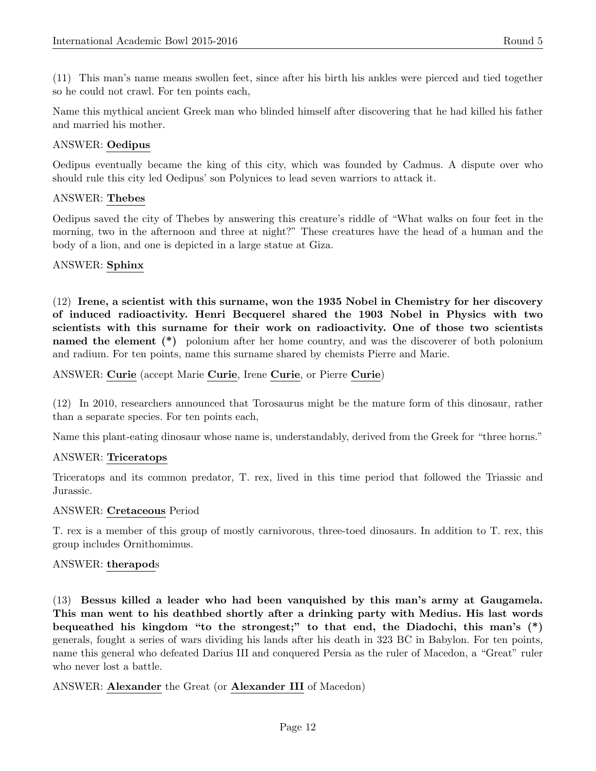(11) This man's name means swollen feet, since after his birth his ankles were pierced and tied together so he could not crawl. For ten points each,

Name this mythical ancient Greek man who blinded himself after discovering that he had killed his father and married his mother.

ANSWER: **Oedipus**

Oedipus eventually became the king of this city, which was founded by Cadmus. A dispute over who should rule this city led Oedipus' son Polynices to lead seven warriors to attack it.

ANSWER: **Thebes**

Oedipus saved the city of Thebes by answering this creature's riddle of "What walks on four feet in the morning, two in the afternoon and three at night?" These creatures have the head of a human and the body of a lion, and one is depicted in a large statue at Giza.

ANSWER: **Sphinx**

(12) **Irene, a scientist with this surname, won the 1935 Nobel in Chemistry for her discovery of induced radioactivity. Henri Becquerel shared the 1903 Nobel in Physics with two scientists with this surname for their work on radioactivity. One of those two scientists named the element (*)** polonium after her home country, and was the discoverer of both polonium and radium. For ten points, name this surname shared by chemists Pierre and Marie.

ANSWER: **Curie** (accept Marie **Curie**, Irene **Curie**, or Pierre **Curie**)

(12) In 2010, researchers announced that Torosaurus might be the mature form of this dinosaur, rather than a separate species. For ten points each,

Name this plant-eating dinosaur whose name is, understandably, derived from the Greek for "three horns."

ANSWER: **Triceratops**

Triceratops and its common predator, T. rex, lived in this time period that followed the Triassic and Jurassic.

ANSWER: **Cretaceous** Period

T. rex is a member of this group of mostly carnivorous, three-toed dinosaurs. In addition to T. rex, this group includes Ornithomimus.

ANSWER: **therapod**s

(13) **Bessus killed a leader who had been vanquished by this man's army at Gaugamela. This man went to his deathbed shortly after a drinking party with Medius. His last words bequeathed his kingdom "to the strongest;" to that end, the Diadochi, this man's (*)** generals, fought a series of wars dividing his lands after his death in 323 BC in Babylon. For ten points, name this general who defeated Darius III and conquered Persia as the ruler of Macedon, a "Great" ruler who never lost a battle.

ANSWER: **Alexander** the Great (or **Alexander III** of Macedon)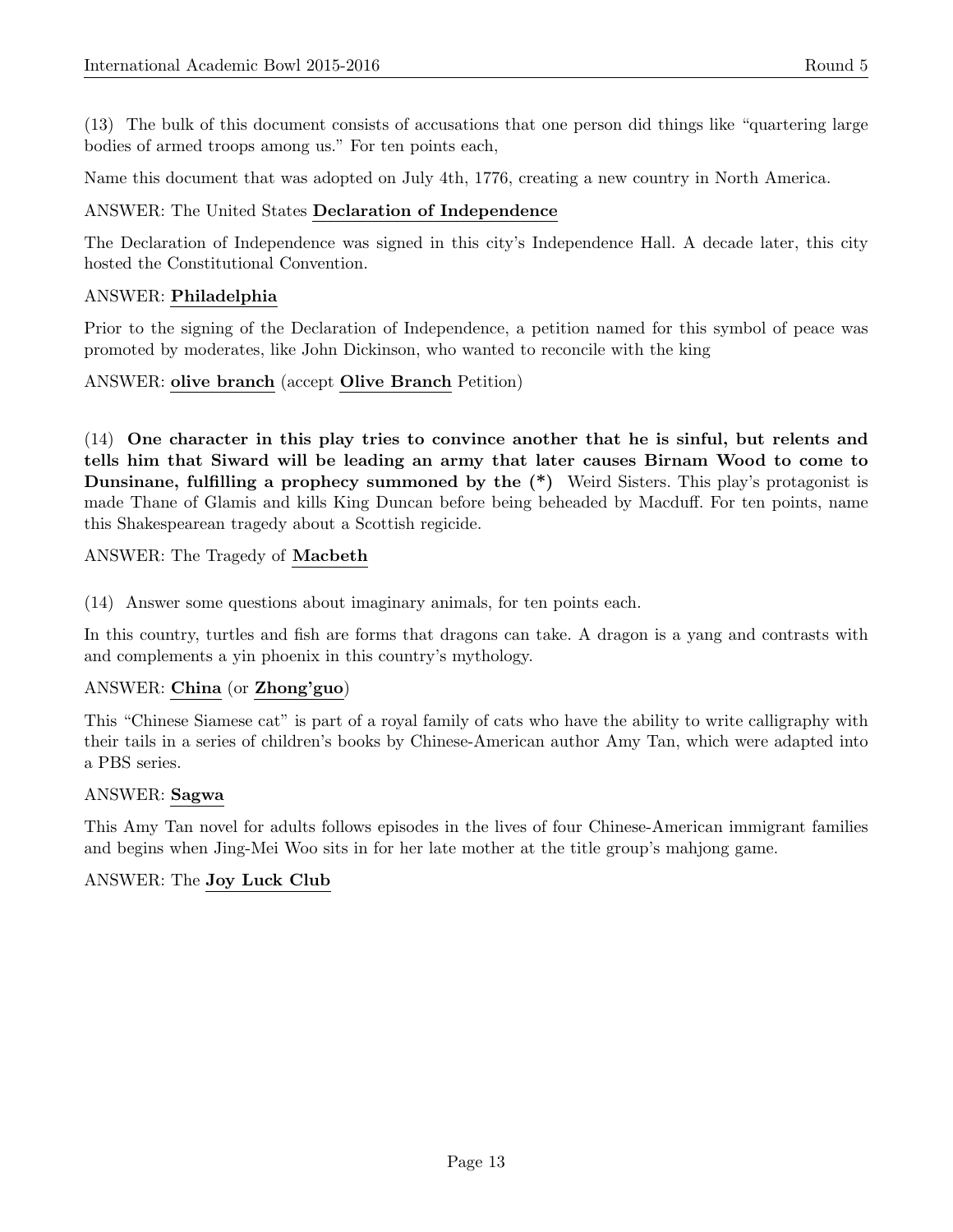(13) The bulk of this document consists of accusations that one person did things like "quartering large bodies of armed troops among us." For ten points each,

Name this document that was adopted on July 4th, 1776, creating a new country in North America.

ANSWER: The United States **Declaration of Independence**

The Declaration of Independence was signed in this city's Independence Hall. A decade later, this city hosted the Constitutional Convention.

ANSWER: **Philadelphia**

Prior to the signing of the Declaration of Independence, a petition named for this symbol of peace was promoted by moderates, like John Dickinson, who wanted to reconcile with the king

ANSWER: **olive branch** (accept **Olive Branch** Petition)

(14) **One character in this play tries to convince another that he is sinful, but relents and tells him that Siward will be leading an army that later causes Birnam Wood to come to Dunsinane, fulfilling a prophecy summoned by the (*)** Weird Sisters. This play's protagonist is made Thane of Glamis and kills King Duncan before being beheaded by Macduff. For ten points, name this Shakespearean tragedy about a Scottish regicide.

ANSWER: The Tragedy of **Macbeth**

(14) Answer some questions about imaginary animals, for ten points each.

In this country, turtles and fish are forms that dragons can take. A dragon is a yang and contrasts with and complements a yin phoenix in this country's mythology.

ANSWER: **China** (or **Zhong'guo**)

This "Chinese Siamese cat" is part of a royal family of cats who have the ability to write calligraphy with their tails in a series of children's books by Chinese-American author Amy Tan, which were adapted into a PBS series.

ANSWER: **Sagwa**

This Amy Tan novel for adults follows episodes in the lives of four Chinese-American immigrant families and begins when Jing-Mei Woo sits in for her late mother at the title group's mahjong game.

ANSWER: The **Joy Luck Club**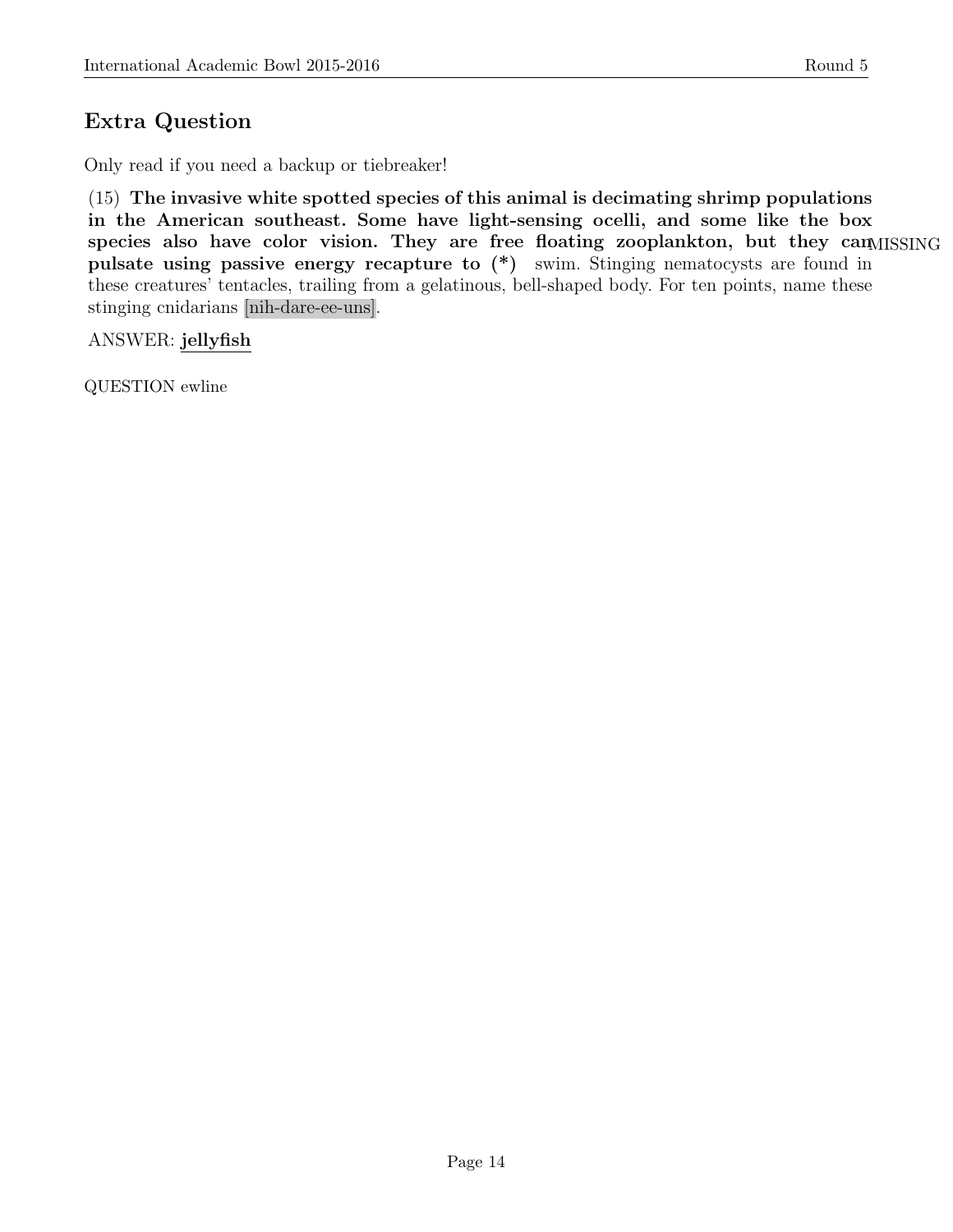## Extra Question

Only read if you need a backup or tiebreaker!

(15) **The invasive white spotted species of this animal is decimating shrimp populations in the American southeast. Some have light-sensing ocelli, and some like the box species also have color vision. They are free floating zooplankton, but they can** MISSING **pulsate using passive energy recapture to (*)** swim. Stinging nematocysts are found in these creatures' tentacles, trailing from a gelatinous, bell-shaped body. For ten points, name these stinging cnidarians [nih-dare-ee-uns].

ANSWER: **jellyfish**

QUESTION ewline